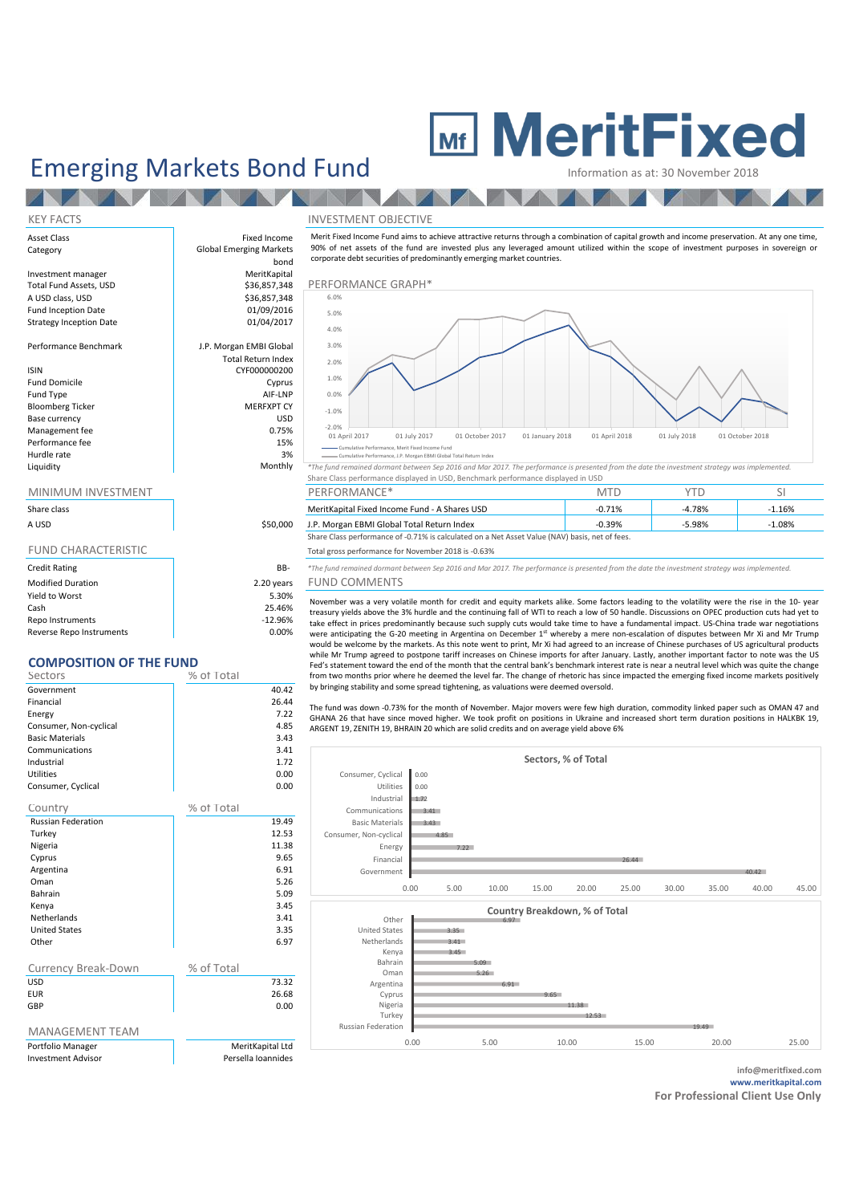# Emerging Markets Bond Fund

**MeritFixed**

Information as at: 30 November 2018

## KEY FACTS

| | |
|---|---|
| Asset Class | Fixed Income |
| Category | Global Emerging Markets bond |
| Investment manager | MeritKapital |
| Total Fund Assets, USD | $36,857,348 |
| A USD class, USD | $36,857,348 |
| Fund Inception Date | 01/09/2016 |
| Strategy Inception Date | 01/04/2017 |
| Performance Benchmark | J.P. Morgan EMBI Global Total Return Index |
| ISIN | CYF000000200 |
| Fund Domicile | Cyprus |
| Fund Type | AIF-LNP |
| Bloomberg Ticker | MERFXPT CY |
| Base currency | USD |
| Management fee | 0.75% |
| Performance fee | 15% |
| Hurdle rate | 3% |
| Liquidity | Monthly |

## MINIMUM INVESTMENT

| Share class | |
|---|---|
| A USD | $50,000 |

## FUND CHARACTERISTIC

| | |
|---|---|
| Credit Rating | BB- |
| Modified Duration | 2.20 years |
| Yield to Worst | 5.30% |
| Cash | 25.46% |
| Repo Instruments | -12.96% |
| Reverse Repo Instruments | 0.00% |

## COMPOSITION OF THE FUND

| Sectors | % of Total |
|---|---|
| Government | 40.42 |
| Financial | 26.44 |
| Energy | 7.22 |
| Consumer, Non-cyclical | 4.85 |
| Basic Materials | 3.43 |
| Communications | 3.41 |
| Industrial | 1.72 |
| Utilities | 0.00 |
| Consumer, Cyclical | 0.00 |

| Country | % of Total |
|---|---|
| Russian Federation | 19.49 |
| Turkey | 12.53 |
| Nigeria | 11.38 |
| Cyprus | 9.65 |
| Argentina | 6.91 |
| Oman | 5.26 |
| Bahrain | 5.09 |
| Kenya | 3.45 |
| Netherlands | 3.41 |
| United States | 3.35 |
| Other | 6.97 |

| Currency Break-Down | % of Total |
|---|---|
| USD | 73.32 |
| EUR | 26.68 |
| GBP | 0.00 |

## MANAGEMENT TEAM

| | |
|---|---|
| Portfolio Manager | MeritKapital Ltd |
| Investment Advisor | Persella Ioannides |

## INVESTMENT OBJECTIVE

Merit Fixed Income Fund aims to achieve attractive returns through a combination of capital growth and income preservation. At any one time, 90% of net assets of the fund are invested plus any leveraged amount utilized within the scope of investment purposes in sovereign or corporate debt securities of predominantly emerging market countries.

## PERFORMANCE GRAPH*

Cumulative Performance, Merit Fixed Income Fund
Cumulative Performance, J.P. Morgan EMBI Global Total Return Index

*The fund remained dormant between Sep 2016 and Mar 2017. The performance is presented from the date the investment strategy was implemented.

Share Class performance displayed in USD, Benchmark performance displayed in USD

| PERFORMANCE* | MTD | YTD | SI |
|---|---|---|---|
| MeritKapital Fixed Income Fund - A Shares USD | -0.71% | -4.78% | -1.16% |
| J.P. Morgan EMBI Global Total Return Index | -0.39% | -5.98% | -1.08% |

Share Class performance of -0.71% is calculated on a Net Asset Value (NAV) basis, net of fees.

Total gross performance for November 2018 is -0.63%

*The fund remained dormant between Sep 2016 and Mar 2017. The performance is presented from the date the investment strategy was implemented.

## FUND COMMENTS

November was a very volatile month for credit and equity markets alike. Some factors leading to the volatility were the rise in the 10- year treasury yields above the 3% hurdle and the continuing fall of WTI to reach a low of 50 handle. Discussions on OPEC production cuts had yet to take effect in prices predominantly because such supply cuts would take time to have a fundamental impact. US-China trade war negotiations were anticipating the G-20 meeting in Argentina on December 1st whereby a mere non-escalation of disputes between Mr Xi and Mr Trump would be welcome by the markets. As this note went to print, Mr Xi had agreed to an increase of Chinese purchases of US agricultural products while Mr Trump agreed to postpone tariff increases on Chinese imports for after January. Lastly, another important factor to note was the US Fed's statement toward the end of the month that the central bank's benchmark interest rate is near a neutral level which was quite the change from two months prior where he deemed the level far. The change of rhetoric has since impacted the emerging fixed income markets positively by bringing stability and some spread tightening, as valuations were deemed oversold.

The fund was down -0.73% for the month of November. Major movers were few high duration, commodity linked paper such as OMAN 47 and GHANA 26 that have since moved higher. We took profit on positions in Ukraine and increased short term duration positions in HALKBK 19, ARGENT 19, ZENITH 19, BHRAIN 20 which are solid credits and on average yield above 6%

**Sectors, % of Total**

**Country Breakdown, % of Total**

**info@meritfixed.com**
**www.meritkapital.com**
**For Professional Client Use Only**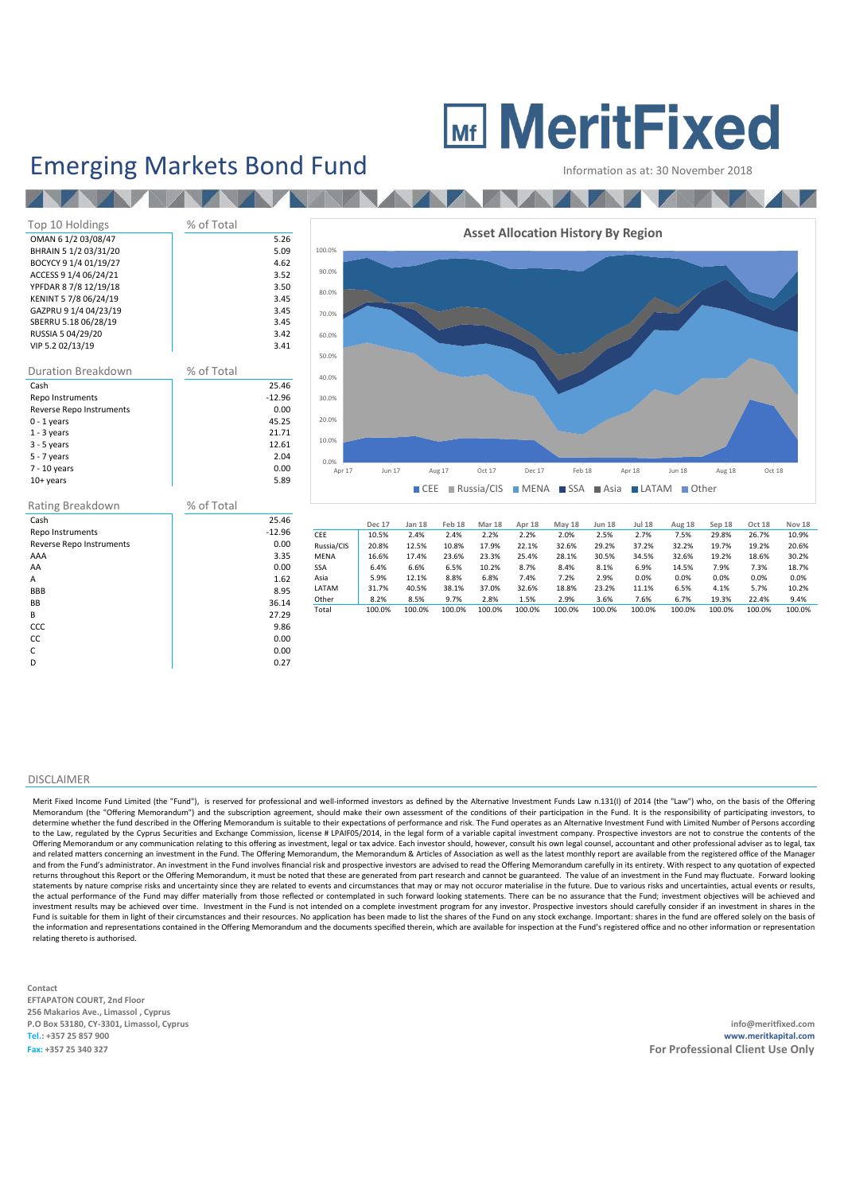# MeritFixed

# Emerging Markets Bond Fund

Information as at: 30 November 2018

| Top 10 Holdings | % of Total |
|---|---|
| OMAN 6 1/2 03/08/47 | 5.26 |
| BHRAIN 5 1/2 03/31/20 | 5.09 |
| BOCYCY 9 1/4 01/19/27 | 4.62 |
| ACCESS 9 1/4 06/24/21 | 3.52 |
| YPFDAR 8 7/8 12/19/18 | 3.50 |
| KENINT 5 7/8 06/24/19 | 3.45 |
| GAZPRU 9 1/4 04/23/19 | 3.45 |
| SBERRU 5.18 06/28/19 | 3.45 |
| RUSSIA 5 04/29/20 | 3.42 |
| VIP 5.2 02/13/19 | 3.41 |

| Duration Breakdown | % of Total |
|---|---|
| Cash | 25.46 |
| Repo Instruments | -12.96 |
| Reverse Repo Instruments | 0.00 |
| 0 - 1 years | 45.25 |
| 1 - 3 years | 21.71 |
| 3 - 5 years | 12.61 |
| 5 - 7 years | 2.04 |
| 7 - 10 years | 0.00 |
| 10+ years | 5.89 |

| Rating Breakdown | % of Total |
|---|---|
| Cash | 25.46 |
| Repo Instruments | -12.96 |
| Reverse Repo Instruments | 0.00 |
| AAA | 3.35 |
| AA | 0.00 |
| A | 1.62 |
| BBB | 8.95 |
| BB | 36.14 |
| B | 27.29 |
| CCC | 9.86 |
| CC | 0.00 |
| C | 0.00 |
| D | 0.27 |

**Asset Allocation History By Region**

100.0% 90.0% 80.0% 70.0% 60.0% 50.0% 40.0% 30.0% 20.0% 10.0% 0.0%

Apr 17 Jun 17 Aug 17 Oct 17 Dec 17 Feb 18 Apr 18 Jun 18 Aug 18 Oct 18

CEE Russia/CIS MENA SSA Asia LATAM Other

| | Dec 17 | Jan 18 | Feb 18 | Mar 18 | Apr 18 | May 18 | Jun 18 | Jul 18 | Aug 18 | Sep 18 | Oct 18 | Nov 18 |
|---|---|---|---|---|---|---|---|---|---|---|---|---|
| CEE | 10.5% | 2.4% | 2.4% | 2.2% | 2.2% | 2.0% | 2.5% | 2.7% | 7.5% | 29.8% | 26.7% | 10.9% |
| Russia/CIS | 20.8% | 12.5% | 10.8% | 17.9% | 22.1% | 32.6% | 29.2% | 37.2% | 32.2% | 19.7% | 19.2% | 20.6% |
| MENA | 16.6% | 17.4% | 23.6% | 23.3% | 25.4% | 28.1% | 30.5% | 34.5% | 32.6% | 19.2% | 18.6% | 30.2% |
| SSA | 6.4% | 6.6% | 6.5% | 10.2% | 8.7% | 8.4% | 8.1% | 6.9% | 14.5% | 7.9% | 7.3% | 18.7% |
| Asia | 5.9% | 12.1% | 8.8% | 6.8% | 7.4% | 7.2% | 2.9% | 0.0% | 0.0% | 0.0% | 0.0% | 0.0% |
| LATAM | 31.7% | 40.5% | 38.1% | 37.0% | 32.6% | 18.8% | 23.2% | 11.1% | 6.5% | 4.1% | 5.7% | 10.2% |
| Other | 8.2% | 8.5% | 9.7% | 2.8% | 1.5% | 2.9% | 3.6% | 7.6% | 6.7% | 19.3% | 22.4% | 9.4% |
| Total | 100.0% | 100.0% | 100.0% | 100.0% | 100.0% | 100.0% | 100.0% | 100.0% | 100.0% | 100.0% | 100.0% | 100.0% |

## DISCLAIMER

Merit Fixed Income Fund Limited (the "Fund"), is reserved for professional and well-informed investors as defined by the Alternative Investment Funds Law n.131(I) of 2014 (the "Law") who, on the basis of the Offering Memorandum (the "Offering Memorandum") and the subscription agreement, should make their own assessment of the conditions of their participation in the Fund. It is the responsibility of participating investors, to determine whether the fund described in the Offering Memorandum is suitable to their expectations of performance and risk. The Fund operates as an Alternative Investment Fund with Limited Number of Persons according to the Law, regulated by the Cyprus Securities and Exchange Commission, license # LPAIF05/2014, in the legal form of a variable capital investment company. Prospective investors are not to construe the contents of the Offering Memorandum or any communication relating to this offering as investment, legal or tax advice. Each investor should, however, consult his own legal counsel, accountant and other professional adviser as to legal, tax and related matters concerning an investment in the Fund. The Offering Memorandum, the Memorandum & Articles of Association as well as the latest monthly report are available from the registered office of the Manager and from the Fund's administrator. An investment in the Fund involves financial risk and prospective investors are advised to read the Offering Memorandum carefully in its entirety. With respect to any quotation of expected returns throughout this Report or the Offering Memorandum, it must be noted that these are generated from part research and cannot be guaranteed. The value of an investment in the Fund may fluctuate. Forward looking statements by nature comprise risks and uncertainty since they are related to events and circumstances that may or may not occuror materialise in the future. Due to various risks and uncertainties, actual events or results, the actual performance of the Fund may differ materially from those reflected or contemplated in such forward looking statements. There can be no assurance that the Fund; investment objectives will be achieved and investment results may be achieved over time. Investment in the Fund is not intended on a complete investment program for any investor. Prospective investors should carefully consider if an investment in shares in the Fund is suitable for them in light of their circumstances and their resources. No application has been made to list the shares of the Fund on any stock exchange. Important: shares in the fund are offered solely on the basis of the information and representations contained in the Offering Memorandum and the documents specified therein, which are available for inspection at the Fund's registered office and no other information or representation relating thereto is authorised.

**Contact**
**EFTAPATON COURT, 2nd Floor**
**256 Makarios Ave., Limassol , Cyprus**
**P.O Box 53180, CY-3301, Limassol, Cyprus**
**Tel.: +357 25 857 900**
**Fax: +357 25 340 327**

**info@meritfixed.com**
**www.meritkapital.com**
**For Professional Client Use Only**